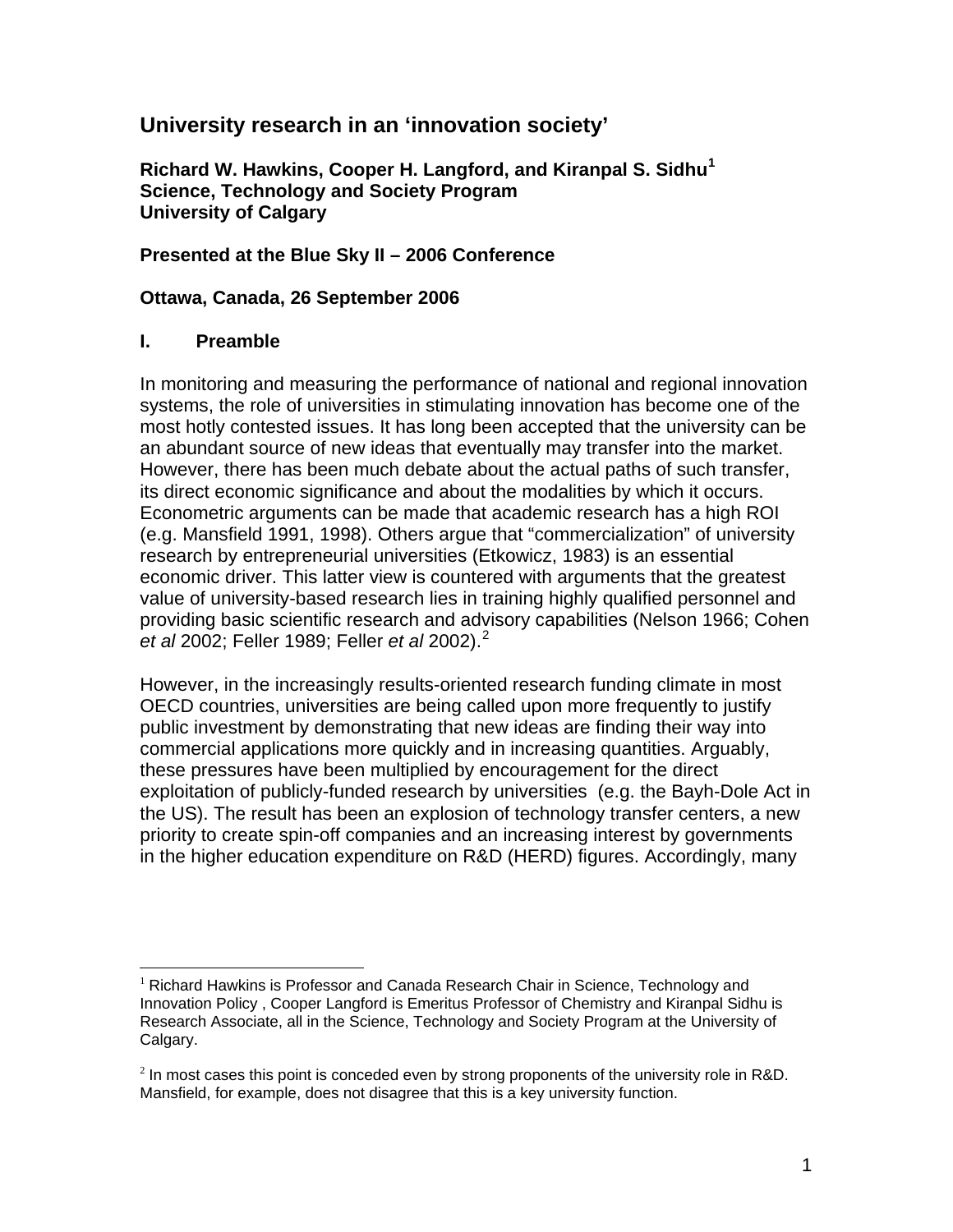# University research in an 'innovation society'

**Richard W. Hawkins, Cooper H. Langford, and Kiranpal S. Sidhu[1]**
**Science, Technology and Society Program**
**University of Calgary**

**Presented at the Blue Sky II – 2006 Conference**

**Ottawa, Canada, 26 September 2006**

## I. Preamble

In monitoring and measuring the performance of national and regional innovation systems, the role of universities in stimulating innovation has become one of the most hotly contested issues. It has long been accepted that the university can be an abundant source of new ideas that eventually may transfer into the market. However, there has been much debate about the actual paths of such transfer, its direct economic significance and about the modalities by which it occurs. Econometric arguments can be made that academic research has a high ROI (e.g. Mansfield 1991, 1998). Others argue that "commercialization" of university research by entrepreneurial universities (Etkowicz, 1983) is an essential economic driver. This latter view is countered with arguments that the greatest value of university-based research lies in training highly qualified personnel and providing basic scientific research and advisory capabilities (Nelson 1966; Cohen *et al* 2002; Feller 1989; Feller *et al* 2002).[2]

However, in the increasingly results-oriented research funding climate in most OECD countries, universities are being called upon more frequently to justify public investment by demonstrating that new ideas are finding their way into commercial applications more quickly and in increasing quantities. Arguably, these pressures have been multiplied by encouragement for the direct exploitation of publicly-funded research by universities (e.g. the Bayh-Dole Act in the US). The result has been an explosion of technology transfer centers, a new priority to create spin-off companies and an increasing interest by governments in the higher education expenditure on R&D (HERD) figures. Accordingly, many

---

[1] Richard Hawkins is Professor and Canada Research Chair in Science, Technology and Innovation Policy , Cooper Langford is Emeritus Professor of Chemistry and Kiranpal Sidhu is Research Associate, all in the Science, Technology and Society Program at the University of Calgary.

[2] In most cases this point is conceded even by strong proponents of the university role in R&D. Mansfield, for example, does not disagree that this is a key university function.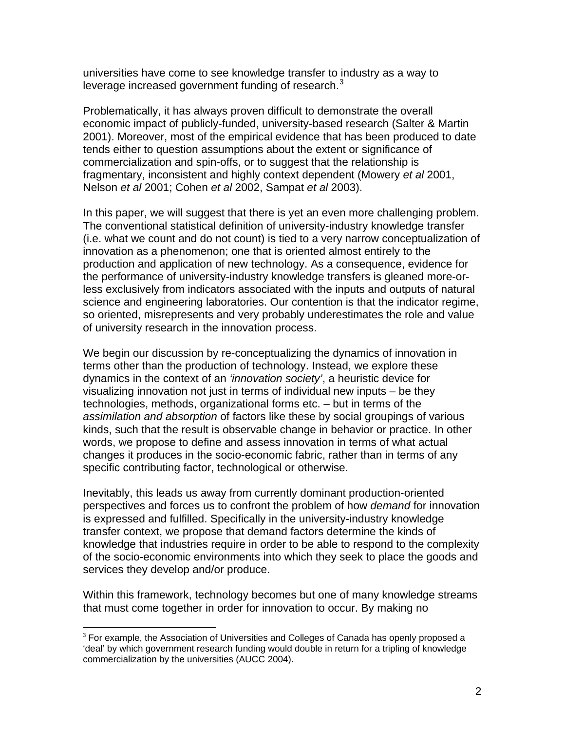universities have come to see knowledge transfer to industry as a way to leverage increased government funding of research.[3]

Problematically, it has always proven difficult to demonstrate the overall economic impact of publicly-funded, university-based research (Salter & Martin 2001). Moreover, most of the empirical evidence that has been produced to date tends either to question assumptions about the extent or significance of commercialization and spin-offs, or to suggest that the relationship is fragmentary, inconsistent and highly context dependent (Mowery *et al* 2001, Nelson *et al* 2001; Cohen *et al* 2002, Sampat *et al* 2003).

In this paper, we will suggest that there is yet an even more challenging problem. The conventional statistical definition of university-industry knowledge transfer (i.e. what we count and do not count) is tied to a very narrow conceptualization of innovation as a phenomenon; one that is oriented almost entirely to the production and application of new technology. As a consequence, evidence for the performance of university-industry knowledge transfers is gleaned more-or-less exclusively from indicators associated with the inputs and outputs of natural science and engineering laboratories. Our contention is that the indicator regime, so oriented, misrepresents and very probably underestimates the role and value of university research in the innovation process.

We begin our discussion by re-conceptualizing the dynamics of innovation in terms other than the production of technology. Instead, we explore these dynamics in the context of an *'innovation society'*, a heuristic device for visualizing innovation not just in terms of individual new inputs – be they technologies, methods, organizational forms etc. – but in terms of the *assimilation and absorption* of factors like these by social groupings of various kinds, such that the result is observable change in behavior or practice. In other words, we propose to define and assess innovation in terms of what actual changes it produces in the socio-economic fabric, rather than in terms of any specific contributing factor, technological or otherwise.

Inevitably, this leads us away from currently dominant production-oriented perspectives and forces us to confront the problem of how *demand* for innovation is expressed and fulfilled. Specifically in the university-industry knowledge transfer context, we propose that demand factors determine the kinds of knowledge that industries require in order to be able to respond to the complexity of the socio-economic environments into which they seek to place the goods and services they develop and/or produce.

Within this framework, technology becomes but one of many knowledge streams that must come together in order for innovation to occur. By making no

---

[3] For example, the Association of Universities and Colleges of Canada has openly proposed a 'deal' by which government research funding would double in return for a tripling of knowledge commercialization by the universities (AUCC 2004).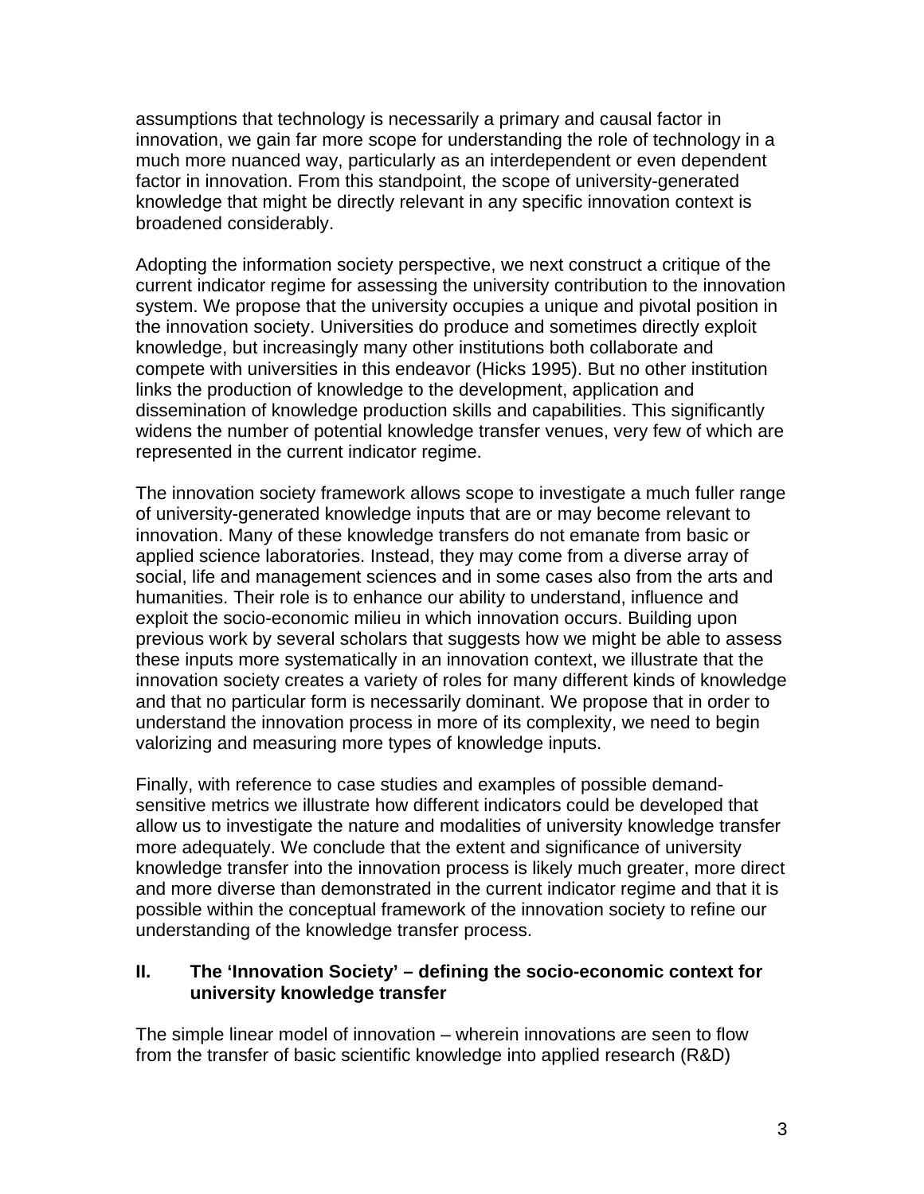assumptions that technology is necessarily a primary and causal factor in innovation, we gain far more scope for understanding the role of technology in a much more nuanced way, particularly as an interdependent or even dependent factor in innovation. From this standpoint, the scope of university-generated knowledge that might be directly relevant in any specific innovation context is broadened considerably.

Adopting the information society perspective, we next construct a critique of the current indicator regime for assessing the university contribution to the innovation system. We propose that the university occupies a unique and pivotal position in the innovation society. Universities do produce and sometimes directly exploit knowledge, but increasingly many other institutions both collaborate and compete with universities in this endeavor (Hicks 1995). But no other institution links the production of knowledge to the development, application and dissemination of knowledge production skills and capabilities. This significantly widens the number of potential knowledge transfer venues, very few of which are represented in the current indicator regime.

The innovation society framework allows scope to investigate a much fuller range of university-generated knowledge inputs that are or may become relevant to innovation. Many of these knowledge transfers do not emanate from basic or applied science laboratories. Instead, they may come from a diverse array of social, life and management sciences and in some cases also from the arts and humanities. Their role is to enhance our ability to understand, influence and exploit the socio-economic milieu in which innovation occurs. Building upon previous work by several scholars that suggests how we might be able to assess these inputs more systematically in an innovation context, we illustrate that the innovation society creates a variety of roles for many different kinds of knowledge and that no particular form is necessarily dominant. We propose that in order to understand the innovation process in more of its complexity, we need to begin valorizing and measuring more types of knowledge inputs.

Finally, with reference to case studies and examples of possible demand-sensitive metrics we illustrate how different indicators could be developed that allow us to investigate the nature and modalities of university knowledge transfer more adequately. We conclude that the extent and significance of university knowledge transfer into the innovation process is likely much greater, more direct and more diverse than demonstrated in the current indicator regime and that it is possible within the conceptual framework of the innovation society to refine our understanding of the knowledge transfer process.

## II. The 'Innovation Society' – defining the socio-economic context for university knowledge transfer

The simple linear model of innovation – wherein innovations are seen to flow from the transfer of basic scientific knowledge into applied research (R&D)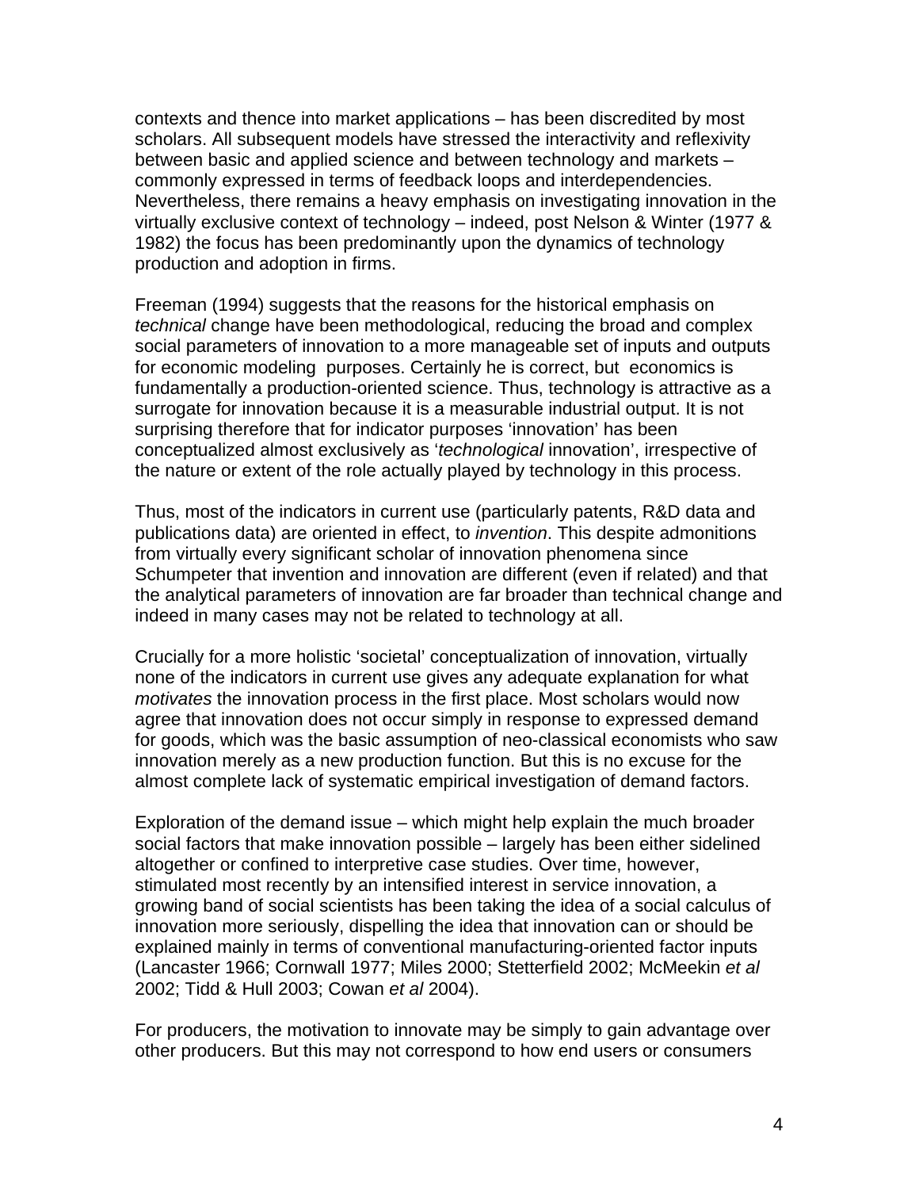contexts and thence into market applications – has been discredited by most scholars. All subsequent models have stressed the interactivity and reflexivity between basic and applied science and between technology and markets – commonly expressed in terms of feedback loops and interdependencies. Nevertheless, there remains a heavy emphasis on investigating innovation in the virtually exclusive context of technology – indeed, post Nelson & Winter (1977 & 1982) the focus has been predominantly upon the dynamics of technology production and adoption in firms.

Freeman (1994) suggests that the reasons for the historical emphasis on *technical* change have been methodological, reducing the broad and complex social parameters of innovation to a more manageable set of inputs and outputs for economic modeling purposes. Certainly he is correct, but economics is fundamentally a production-oriented science. Thus, technology is attractive as a surrogate for innovation because it is a measurable industrial output. It is not surprising therefore that for indicator purposes 'innovation' has been conceptualized almost exclusively as '*technological* innovation', irrespective of the nature or extent of the role actually played by technology in this process.

Thus, most of the indicators in current use (particularly patents, R&D data and publications data) are oriented in effect, to *invention*. This despite admonitions from virtually every significant scholar of innovation phenomena since Schumpeter that invention and innovation are different (even if related) and that the analytical parameters of innovation are far broader than technical change and indeed in many cases may not be related to technology at all.

Crucially for a more holistic 'societal' conceptualization of innovation, virtually none of the indicators in current use gives any adequate explanation for what *motivates* the innovation process in the first place. Most scholars would now agree that innovation does not occur simply in response to expressed demand for goods, which was the basic assumption of neo-classical economists who saw innovation merely as a new production function. But this is no excuse for the almost complete lack of systematic empirical investigation of demand factors.

Exploration of the demand issue – which might help explain the much broader social factors that make innovation possible – largely has been either sidelined altogether or confined to interpretive case studies. Over time, however, stimulated most recently by an intensified interest in service innovation, a growing band of social scientists has been taking the idea of a social calculus of innovation more seriously, dispelling the idea that innovation can or should be explained mainly in terms of conventional manufacturing-oriented factor inputs (Lancaster 1966; Cornwall 1977; Miles 2000; Stetterfield 2002; McMeekin *et al* 2002; Tidd & Hull 2003; Cowan *et al* 2004).

For producers, the motivation to innovate may be simply to gain advantage over other producers. But this may not correspond to how end users or consumers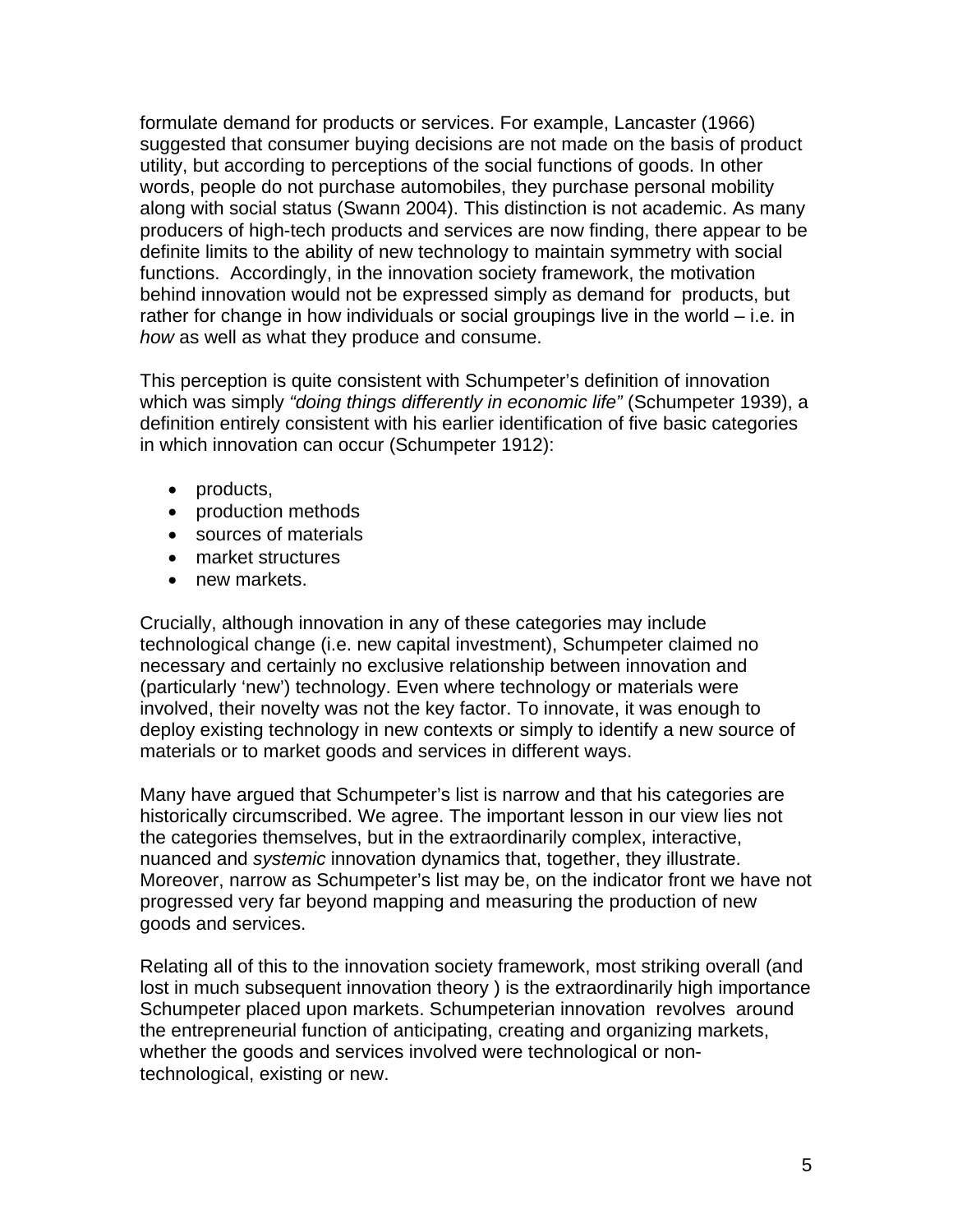formulate demand for products or services. For example, Lancaster (1966) suggested that consumer buying decisions are not made on the basis of product utility, but according to perceptions of the social functions of goods. In other words, people do not purchase automobiles, they purchase personal mobility along with social status (Swann 2004). This distinction is not academic. As many producers of high-tech products and services are now finding, there appear to be definite limits to the ability of new technology to maintain symmetry with social functions. Accordingly, in the innovation society framework, the motivation behind innovation would not be expressed simply as demand for products, but rather for change in how individuals or social groupings live in the world – i.e. in *how* as well as what they produce and consume.

This perception is quite consistent with Schumpeter's definition of innovation which was simply *"doing things differently in economic life"* (Schumpeter 1939), a definition entirely consistent with his earlier identification of five basic categories in which innovation can occur (Schumpeter 1912):

- products,
- production methods
- sources of materials
- market structures
- new markets.

Crucially, although innovation in any of these categories may include technological change (i.e. new capital investment), Schumpeter claimed no necessary and certainly no exclusive relationship between innovation and (particularly 'new') technology. Even where technology or materials were involved, their novelty was not the key factor. To innovate, it was enough to deploy existing technology in new contexts or simply to identify a new source of materials or to market goods and services in different ways.

Many have argued that Schumpeter's list is narrow and that his categories are historically circumscribed. We agree. The important lesson in our view lies not the categories themselves, but in the extraordinarily complex, interactive, nuanced and *systemic* innovation dynamics that, together, they illustrate. Moreover, narrow as Schumpeter's list may be, on the indicator front we have not progressed very far beyond mapping and measuring the production of new goods and services.

Relating all of this to the innovation society framework, most striking overall (and lost in much subsequent innovation theory ) is the extraordinarily high importance Schumpeter placed upon markets. Schumpeterian innovation revolves around the entrepreneurial function of anticipating, creating and organizing markets, whether the goods and services involved were technological or non-technological, existing or new.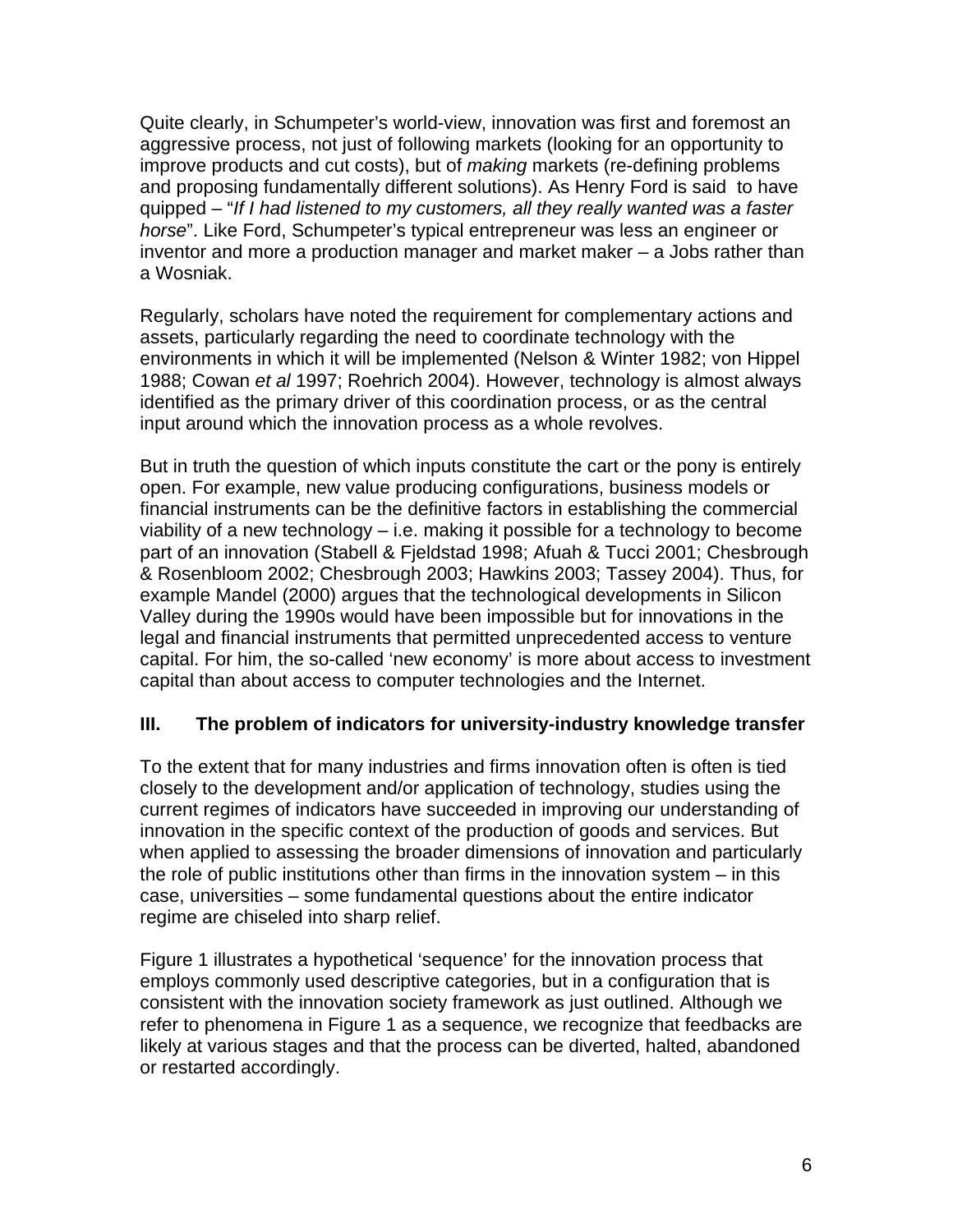Quite clearly, in Schumpeter's world-view, innovation was first and foremost an aggressive process, not just of following markets (looking for an opportunity to improve products and cut costs), but of *making* markets (re-defining problems and proposing fundamentally different solutions). As Henry Ford is said to have quipped – "*If I had listened to my customers, all they really wanted was a faster horse*". Like Ford, Schumpeter's typical entrepreneur was less an engineer or inventor and more a production manager and market maker – a Jobs rather than a Wosniak.

Regularly, scholars have noted the requirement for complementary actions and assets, particularly regarding the need to coordinate technology with the environments in which it will be implemented (Nelson & Winter 1982; von Hippel 1988; Cowan *et al* 1997; Roehrich 2004). However, technology is almost always identified as the primary driver of this coordination process, or as the central input around which the innovation process as a whole revolves.

But in truth the question of which inputs constitute the cart or the pony is entirely open. For example, new value producing configurations, business models or financial instruments can be the definitive factors in establishing the commercial viability of a new technology – i.e. making it possible for a technology to become part of an innovation (Stabell & Fjeldstad 1998; Afuah & Tucci 2001; Chesbrough & Rosenbloom 2002; Chesbrough 2003; Hawkins 2003; Tassey 2004). Thus, for example Mandel (2000) argues that the technological developments in Silicon Valley during the 1990s would have been impossible but for innovations in the legal and financial instruments that permitted unprecedented access to venture capital. For him, the so-called 'new economy' is more about access to investment capital than about access to computer technologies and the Internet.

## III. The problem of indicators for university-industry knowledge transfer

To the extent that for many industries and firms innovation often is often is tied closely to the development and/or application of technology, studies using the current regimes of indicators have succeeded in improving our understanding of innovation in the specific context of the production of goods and services. But when applied to assessing the broader dimensions of innovation and particularly the role of public institutions other than firms in the innovation system – in this case, universities – some fundamental questions about the entire indicator regime are chiseled into sharp relief.

Figure 1 illustrates a hypothetical 'sequence' for the innovation process that employs commonly used descriptive categories, but in a configuration that is consistent with the innovation society framework as just outlined. Although we refer to phenomena in Figure 1 as a sequence, we recognize that feedbacks are likely at various stages and that the process can be diverted, halted, abandoned or restarted accordingly.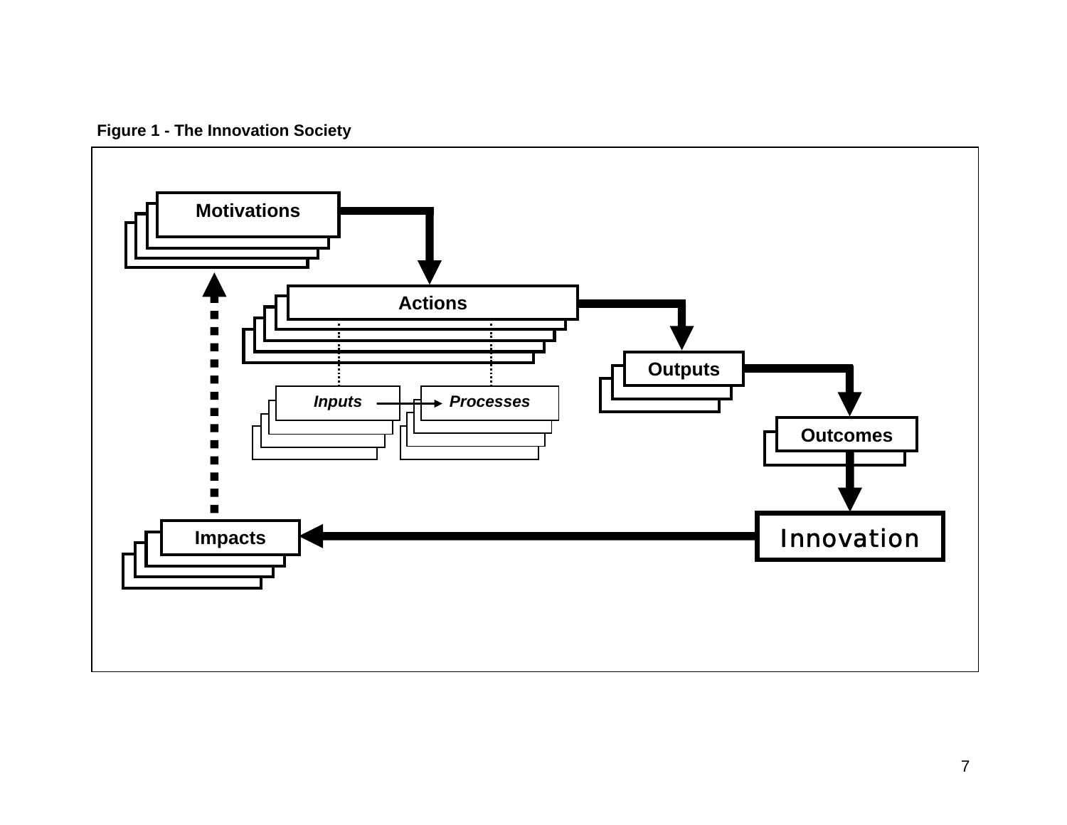**Figure 1 - The Innovation Society**

Motivations

Actions

Inputs

Processes

Outputs

Outcomes

Innovation

Impacts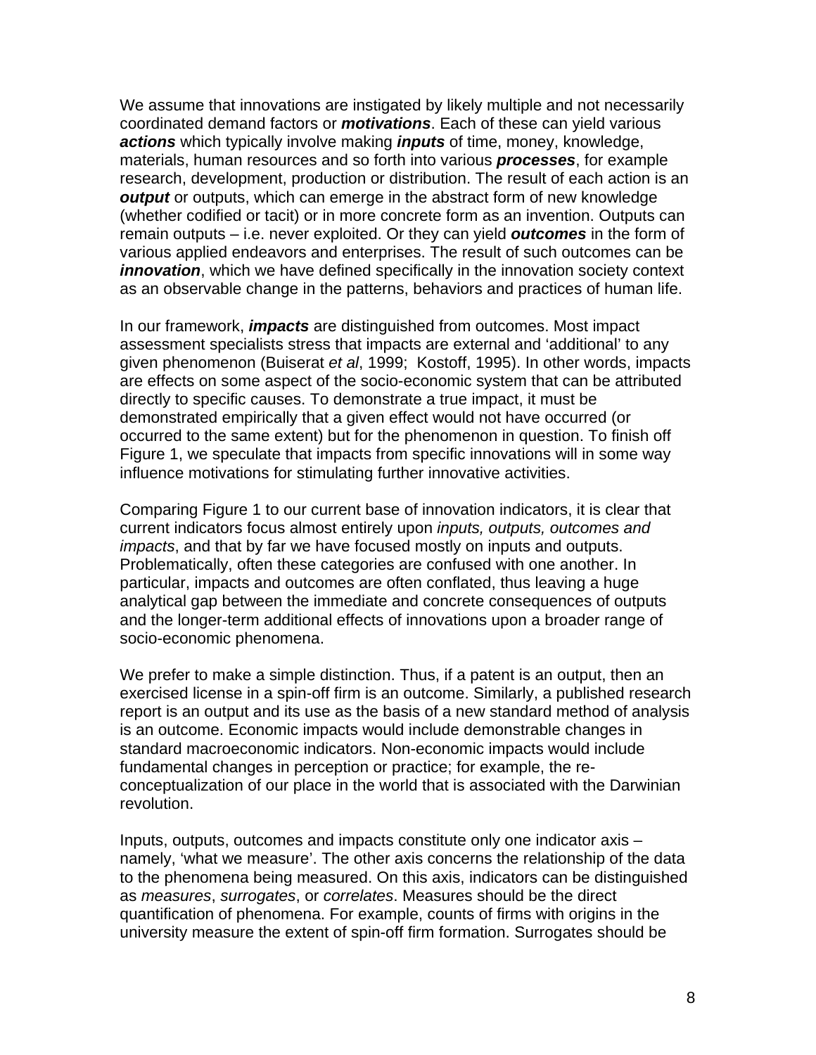We assume that innovations are instigated by likely multiple and not necessarily coordinated demand factors or ***motivations***. Each of these can yield various ***actions*** which typically involve making ***inputs*** of time, money, knowledge, materials, human resources and so forth into various ***processes***, for example research, development, production or distribution. The result of each action is an ***output*** or outputs, which can emerge in the abstract form of new knowledge (whether codified or tacit) or in more concrete form as an invention. Outputs can remain outputs – i.e. never exploited. Or they can yield ***outcomes*** in the form of various applied endeavors and enterprises. The result of such outcomes can be ***innovation***, which we have defined specifically in the innovation society context as an observable change in the patterns, behaviors and practices of human life.

In our framework, ***impacts*** are distinguished from outcomes. Most impact assessment specialists stress that impacts are external and 'additional' to any given phenomenon (Buiserat *et al*, 1999; Kostoff, 1995). In other words, impacts are effects on some aspect of the socio-economic system that can be attributed directly to specific causes. To demonstrate a true impact, it must be demonstrated empirically that a given effect would not have occurred (or occurred to the same extent) but for the phenomenon in question. To finish off Figure 1, we speculate that impacts from specific innovations will in some way influence motivations for stimulating further innovative activities.

Comparing Figure 1 to our current base of innovation indicators, it is clear that current indicators focus almost entirely upon *inputs, outputs, outcomes and impacts*, and that by far we have focused mostly on inputs and outputs. Problematically, often these categories are confused with one another. In particular, impacts and outcomes are often conflated, thus leaving a huge analytical gap between the immediate and concrete consequences of outputs and the longer-term additional effects of innovations upon a broader range of socio-economic phenomena.

We prefer to make a simple distinction. Thus, if a patent is an output, then an exercised license in a spin-off firm is an outcome. Similarly, a published research report is an output and its use as the basis of a new standard method of analysis is an outcome. Economic impacts would include demonstrable changes in standard macroeconomic indicators. Non-economic impacts would include fundamental changes in perception or practice; for example, the re-conceptualization of our place in the world that is associated with the Darwinian revolution.

Inputs, outputs, outcomes and impacts constitute only one indicator axis – namely, 'what we measure'. The other axis concerns the relationship of the data to the phenomena being measured. On this axis, indicators can be distinguished as *measures*, *surrogates*, or *correlates*. Measures should be the direct quantification of phenomena. For example, counts of firms with origins in the university measure the extent of spin-off firm formation. Surrogates should be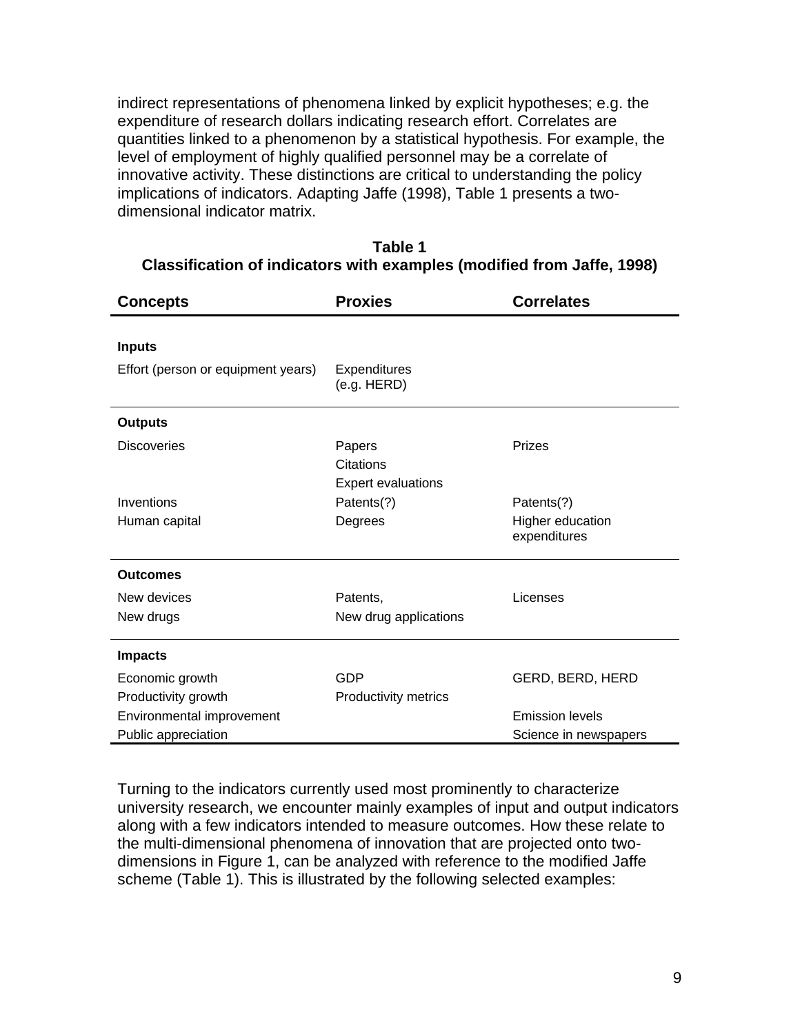indirect representations of phenomena linked by explicit hypotheses; e.g. the expenditure of research dollars indicating research effort. Correlates are quantities linked to a phenomenon by a statistical hypothesis. For example, the level of employment of highly qualified personnel may be a correlate of innovative activity. These distinctions are critical to understanding the policy implications of indicators. Adapting Jaffe (1998), Table 1 presents a two-dimensional indicator matrix.

**Table 1**
**Classification of indicators with examples (modified from Jaffe, 1998)**

| Concepts | Proxies | Correlates |
|---|---|---|
| **Inputs** | | |
| Effort (person or equipment years) | Expenditures (e.g. HERD) | |
| **Outputs** | | |
| Discoveries | Papers<br>Citations<br>Expert evaluations | Prizes |
| Inventions | Patents(?) | Patents(?) |
| Human capital | Degrees | Higher education expenditures |
| **Outcomes** | | |
| New devices | Patents, | Licenses |
| New drugs | New drug applications | |
| **Impacts** | | |
| Economic growth | GDP | GERD, BERD, HERD |
| Productivity growth | Productivity metrics | |
| Environmental improvement | | Emission levels |
| Public appreciation | | Science in newspapers |

Turning to the indicators currently used most prominently to characterize university research, we encounter mainly examples of input and output indicators along with a few indicators intended to measure outcomes. How these relate to the multi-dimensional phenomena of innovation that are projected onto two-dimensions in Figure 1, can be analyzed with reference to the modified Jaffe scheme (Table 1). This is illustrated by the following selected examples: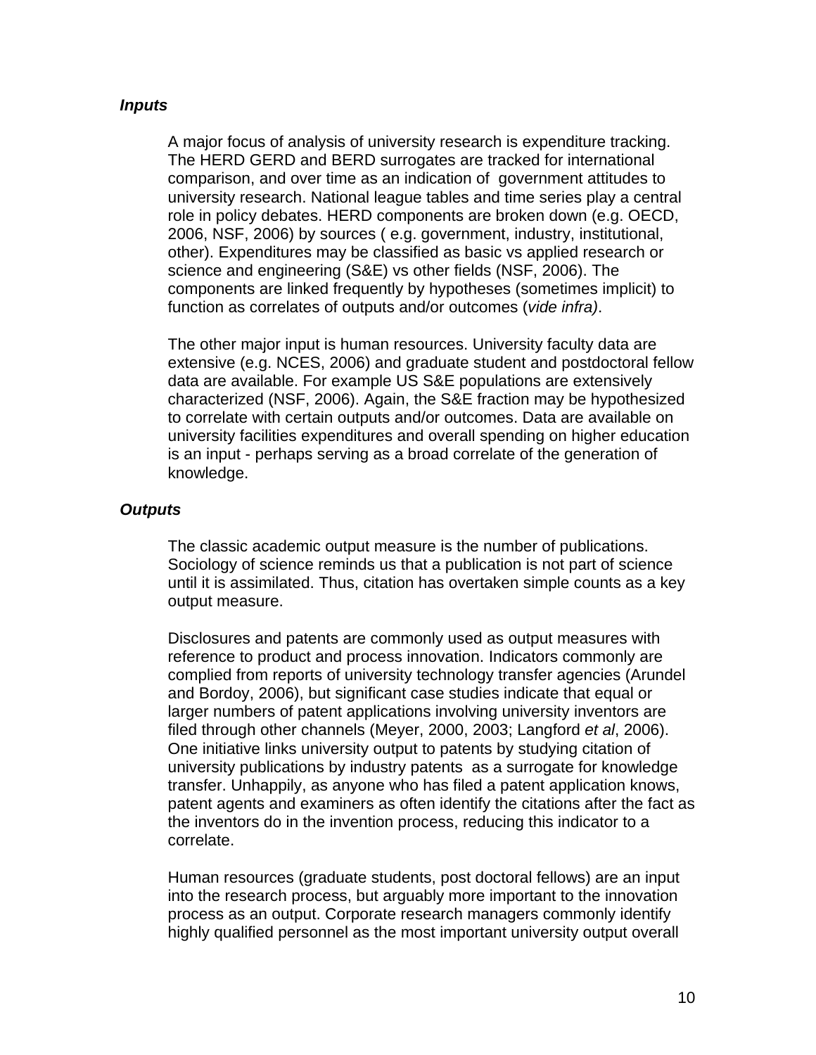### *Inputs*

A major focus of analysis of university research is expenditure tracking. The HERD GERD and BERD surrogates are tracked for international comparison, and over time as an indication of government attitudes to university research. National league tables and time series play a central role in policy debates. HERD components are broken down (e.g. OECD, 2006, NSF, 2006) by sources ( e.g. government, industry, institutional, other). Expenditures may be classified as basic vs applied research or science and engineering (S&E) vs other fields (NSF, 2006). The components are linked frequently by hypotheses (sometimes implicit) to function as correlates of outputs and/or outcomes (*vide infra)*.

The other major input is human resources. University faculty data are extensive (e.g. NCES, 2006) and graduate student and postdoctoral fellow data are available. For example US S&E populations are extensively characterized (NSF, 2006). Again, the S&E fraction may be hypothesized to correlate with certain outputs and/or outcomes. Data are available on university facilities expenditures and overall spending on higher education is an input - perhaps serving as a broad correlate of the generation of knowledge.

### *Outputs*

The classic academic output measure is the number of publications. Sociology of science reminds us that a publication is not part of science until it is assimilated. Thus, citation has overtaken simple counts as a key output measure.

Disclosures and patents are commonly used as output measures with reference to product and process innovation. Indicators commonly are complied from reports of university technology transfer agencies (Arundel and Bordoy, 2006), but significant case studies indicate that equal or larger numbers of patent applications involving university inventors are filed through other channels (Meyer, 2000, 2003; Langford *et al*, 2006). One initiative links university output to patents by studying citation of university publications by industry patents as a surrogate for knowledge transfer. Unhappily, as anyone who has filed a patent application knows, patent agents and examiners as often identify the citations after the fact as the inventors do in the invention process, reducing this indicator to a correlate.

Human resources (graduate students, post doctoral fellows) are an input into the research process, but arguably more important to the innovation process as an output. Corporate research managers commonly identify highly qualified personnel as the most important university output overall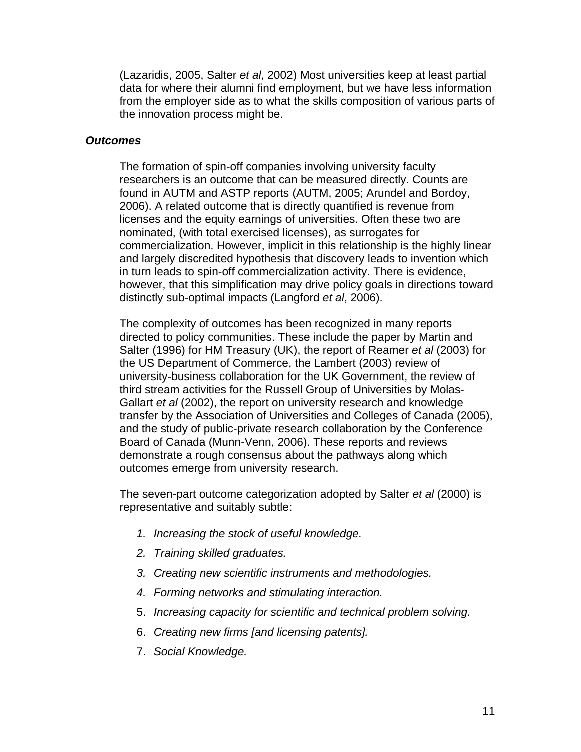(Lazaridis, 2005, Salter *et al*, 2002) Most universities keep at least partial data for where their alumni find employment, but we have less information from the employer side as to what the skills composition of various parts of the innovation process might be.

### *Outcomes*

The formation of spin-off companies involving university faculty researchers is an outcome that can be measured directly. Counts are found in AUTM and ASTP reports (AUTM, 2005; Arundel and Bordoy, 2006). A related outcome that is directly quantified is revenue from licenses and the equity earnings of universities. Often these two are nominated, (with total exercised licenses), as surrogates for commercialization. However, implicit in this relationship is the highly linear and largely discredited hypothesis that discovery leads to invention which in turn leads to spin-off commercialization activity. There is evidence, however, that this simplification may drive policy goals in directions toward distinctly sub-optimal impacts (Langford *et al*, 2006).

The complexity of outcomes has been recognized in many reports directed to policy communities. These include the paper by Martin and Salter (1996) for HM Treasury (UK), the report of Reamer *et al* (2003) for the US Department of Commerce, the Lambert (2003) review of university-business collaboration for the UK Government, the review of third stream activities for the Russell Group of Universities by Molas-Gallart *et al* (2002), the report on university research and knowledge transfer by the Association of Universities and Colleges of Canada (2005), and the study of public-private research collaboration by the Conference Board of Canada (Munn-Venn, 2006). These reports and reviews demonstrate a rough consensus about the pathways along which outcomes emerge from university research.

The seven-part outcome categorization adopted by Salter *et al* (2000) is representative and suitably subtle:

1. *Increasing the stock of useful knowledge.*
2. *Training skilled graduates.*
3. *Creating new scientific instruments and methodologies.*
4. *Forming networks and stimulating interaction.*
5. *Increasing capacity for scientific and technical problem solving.*
6. *Creating new firms [and licensing patents].*
7. *Social Knowledge.*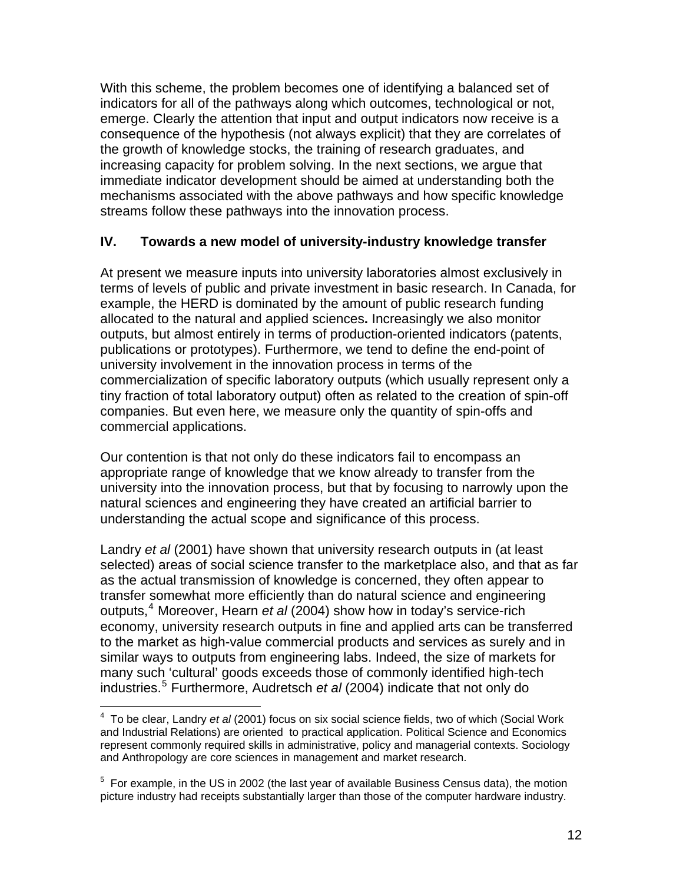With this scheme, the problem becomes one of identifying a balanced set of indicators for all of the pathways along which outcomes, technological or not, emerge. Clearly the attention that input and output indicators now receive is a consequence of the hypothesis (not always explicit) that they are correlates of the growth of knowledge stocks, the training of research graduates, and increasing capacity for problem solving. In the next sections, we argue that immediate indicator development should be aimed at understanding both the mechanisms associated with the above pathways and how specific knowledge streams follow these pathways into the innovation process.

## IV. Towards a new model of university-industry knowledge transfer

At present we measure inputs into university laboratories almost exclusively in terms of levels of public and private investment in basic research. In Canada, for example, the HERD is dominated by the amount of public research funding allocated to the natural and applied sciences**.** Increasingly we also monitor outputs, but almost entirely in terms of production-oriented indicators (patents, publications or prototypes). Furthermore, we tend to define the end-point of university involvement in the innovation process in terms of the commercialization of specific laboratory outputs (which usually represent only a tiny fraction of total laboratory output) often as related to the creation of spin-off companies. But even here, we measure only the quantity of spin-offs and commercial applications.

Our contention is that not only do these indicators fail to encompass an appropriate range of knowledge that we know already to transfer from the university into the innovation process, but that by focusing to narrowly upon the natural sciences and engineering they have created an artificial barrier to understanding the actual scope and significance of this process.

Landry *et al* (2001) have shown that university research outputs in (at least selected) areas of social science transfer to the marketplace also, and that as far as the actual transmission of knowledge is concerned, they often appear to transfer somewhat more efficiently than do natural science and engineering outputs,[4] Moreover, Hearn *et al* (2004) show how in today's service-rich economy, university research outputs in fine and applied arts can be transferred to the market as high-value commercial products and services as surely and in similar ways to outputs from engineering labs. Indeed, the size of markets for many such 'cultural' goods exceeds those of commonly identified high-tech industries.[5] Furthermore, Audretsch *et al* (2004) indicate that not only do

---

[4] To be clear, Landry *et al* (2001) focus on six social science fields, two of which (Social Work and Industrial Relations) are oriented to practical application. Political Science and Economics represent commonly required skills in administrative, policy and managerial contexts. Sociology and Anthropology are core sciences in management and market research.

[5] For example, in the US in 2002 (the last year of available Business Census data), the motion picture industry had receipts substantially larger than those of the computer hardware industry.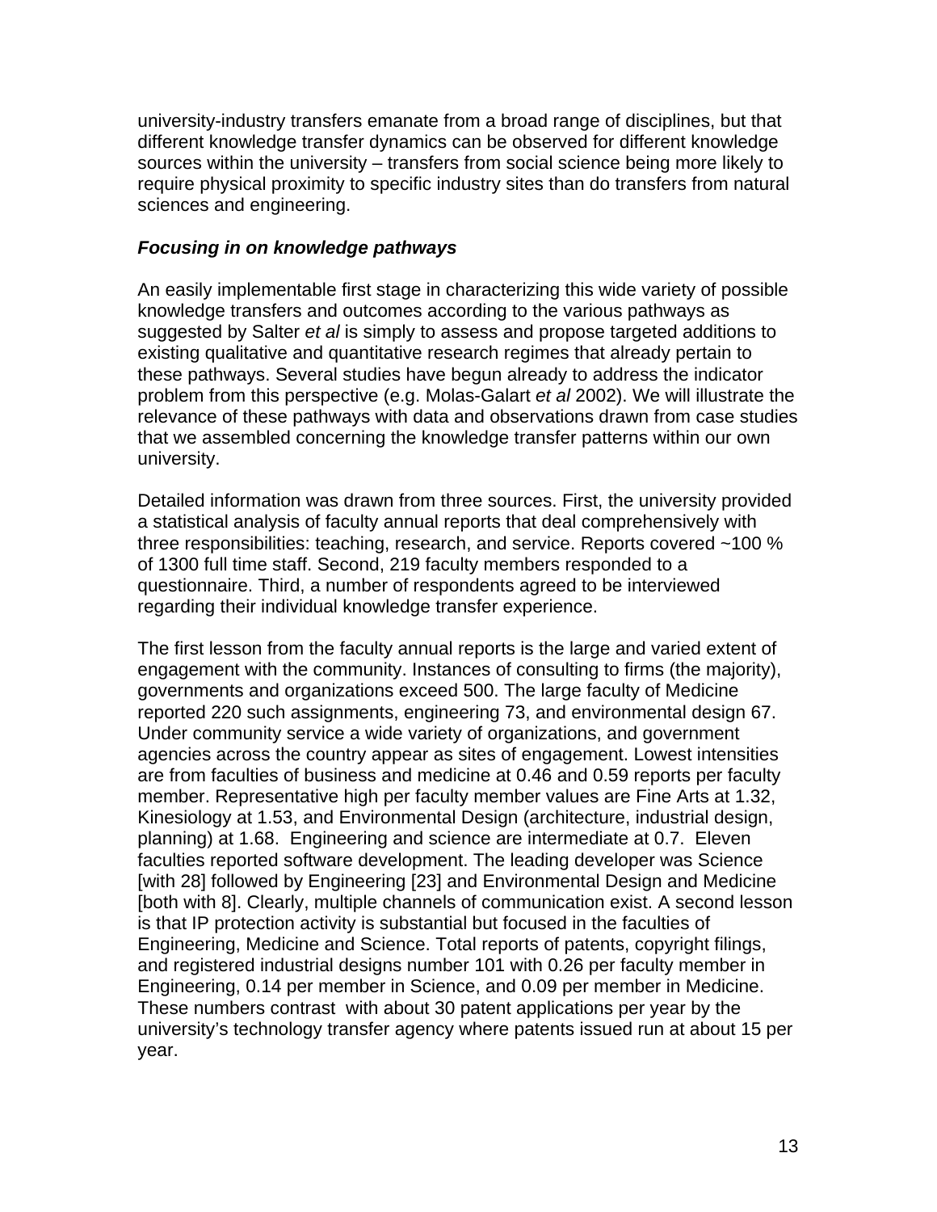university-industry transfers emanate from a broad range of disciplines, but that different knowledge transfer dynamics can be observed for different knowledge sources within the university – transfers from social science being more likely to require physical proximity to specific industry sites than do transfers from natural sciences and engineering.

### *Focusing in on knowledge pathways*

An easily implementable first stage in characterizing this wide variety of possible knowledge transfers and outcomes according to the various pathways as suggested by Salter *et al* is simply to assess and propose targeted additions to existing qualitative and quantitative research regimes that already pertain to these pathways. Several studies have begun already to address the indicator problem from this perspective (e.g. Molas-Galart *et al* 2002). We will illustrate the relevance of these pathways with data and observations drawn from case studies that we assembled concerning the knowledge transfer patterns within our own university.

Detailed information was drawn from three sources. First, the university provided a statistical analysis of faculty annual reports that deal comprehensively with three responsibilities: teaching, research, and service. Reports covered ~100 % of 1300 full time staff. Second, 219 faculty members responded to a questionnaire. Third, a number of respondents agreed to be interviewed regarding their individual knowledge transfer experience.

The first lesson from the faculty annual reports is the large and varied extent of engagement with the community. Instances of consulting to firms (the majority), governments and organizations exceed 500. The large faculty of Medicine reported 220 such assignments, engineering 73, and environmental design 67. Under community service a wide variety of organizations, and government agencies across the country appear as sites of engagement. Lowest intensities are from faculties of business and medicine at 0.46 and 0.59 reports per faculty member. Representative high per faculty member values are Fine Arts at 1.32, Kinesiology at 1.53, and Environmental Design (architecture, industrial design, planning) at 1.68. Engineering and science are intermediate at 0.7. Eleven faculties reported software development. The leading developer was Science [with 28] followed by Engineering [23] and Environmental Design and Medicine [both with 8]. Clearly, multiple channels of communication exist. A second lesson is that IP protection activity is substantial but focused in the faculties of Engineering, Medicine and Science. Total reports of patents, copyright filings, and registered industrial designs number 101 with 0.26 per faculty member in Engineering, 0.14 per member in Science, and 0.09 per member in Medicine. These numbers contrast with about 30 patent applications per year by the university's technology transfer agency where patents issued run at about 15 per year.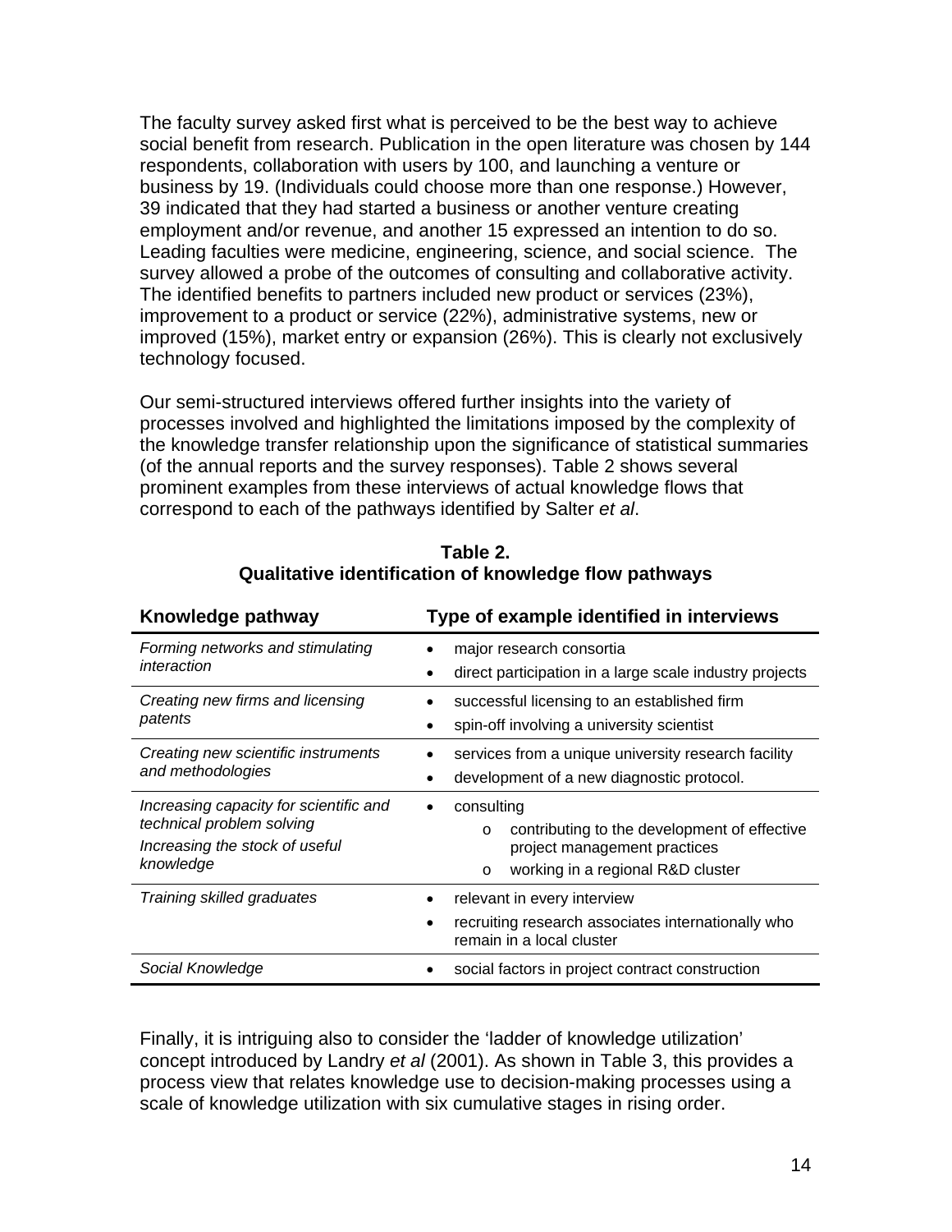The faculty survey asked first what is perceived to be the best way to achieve social benefit from research. Publication in the open literature was chosen by 144 respondents, collaboration with users by 100, and launching a venture or business by 19. (Individuals could choose more than one response.) However, 39 indicated that they had started a business or another venture creating employment and/or revenue, and another 15 expressed an intention to do so. Leading faculties were medicine, engineering, science, and social science. The survey allowed a probe of the outcomes of consulting and collaborative activity. The identified benefits to partners included new product or services (23%), improvement to a product or service (22%), administrative systems, new or improved (15%), market entry or expansion (26%). This is clearly not exclusively technology focused.

Our semi-structured interviews offered further insights into the variety of processes involved and highlighted the limitations imposed by the complexity of the knowledge transfer relationship upon the significance of statistical summaries (of the annual reports and the survey responses). Table 2 shows several prominent examples from these interviews of actual knowledge flows that correspond to each of the pathways identified by Salter *et al*.

**Table 2.**
**Qualitative identification of knowledge flow pathways**

| Knowledge pathway | Type of example identified in interviews |
|---|---|
| *Forming networks and stimulating interaction* | • major research consortia<br>• direct participation in a large scale industry projects |
| *Creating new firms and licensing patents* | • successful licensing to an established firm<br>• spin-off involving a university scientist |
| *Creating new scientific instruments and methodologies* | • services from a unique university research facility<br>• development of a new diagnostic protocol. |
| *Increasing capacity for scientific and technical problem solving*<br>*Increasing the stock of useful knowledge* | • consulting<br>o contributing to the development of effective project management practices<br>o working in a regional R&D cluster |
| *Training skilled graduates* | • relevant in every interview<br>• recruiting research associates internationally who remain in a local cluster |
| *Social Knowledge* | • social factors in project contract construction |

Finally, it is intriguing also to consider the 'ladder of knowledge utilization' concept introduced by Landry *et al* (2001). As shown in Table 3, this provides a process view that relates knowledge use to decision-making processes using a scale of knowledge utilization with six cumulative stages in rising order.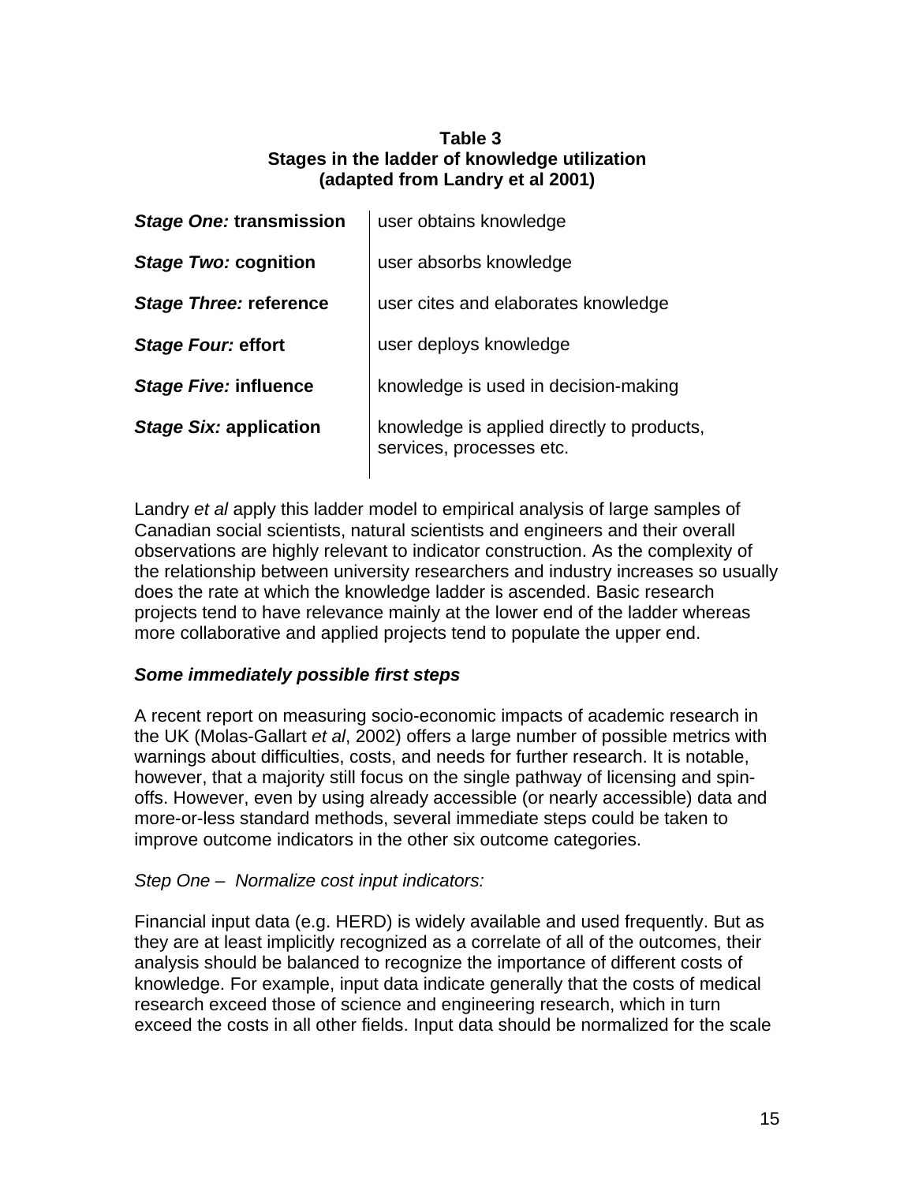**Table 3**
**Stages in the ladder of knowledge utilization**
**(adapted from Landry et al 2001)**

| | |
|---|---|
| ***Stage One:* transmission** | user obtains knowledge |
| ***Stage Two:* cognition** | user absorbs knowledge |
| ***Stage Three:* reference** | user cites and elaborates knowledge |
| ***Stage Four:* effort** | user deploys knowledge |
| ***Stage Five:* influence** | knowledge is used in decision-making |
| ***Stage Six:* application** | knowledge is applied directly to products, services, processes etc. |

Landry *et al* apply this ladder model to empirical analysis of large samples of Canadian social scientists, natural scientists and engineers and their overall observations are highly relevant to indicator construction. As the complexity of the relationship between university researchers and industry increases so usually does the rate at which the knowledge ladder is ascended. Basic research projects tend to have relevance mainly at the lower end of the ladder whereas more collaborative and applied projects tend to populate the upper end.

***Some immediately possible first steps***

A recent report on measuring socio-economic impacts of academic research in the UK (Molas-Gallart *et al*, 2002) offers a large number of possible metrics with warnings about difficulties, costs, and needs for further research. It is notable, however, that a majority still focus on the single pathway of licensing and spin-offs. However, even by using already accessible (or nearly accessible) data and more-or-less standard methods, several immediate steps could be taken to improve outcome indicators in the other six outcome categories.

*Step One – Normalize cost input indicators:*

Financial input data (e.g. HERD) is widely available and used frequently. But as they are at least implicitly recognized as a correlate of all of the outcomes, their analysis should be balanced to recognize the importance of different costs of knowledge. For example, input data indicate generally that the costs of medical research exceed those of science and engineering research, which in turn exceed the costs in all other fields. Input data should be normalized for the scale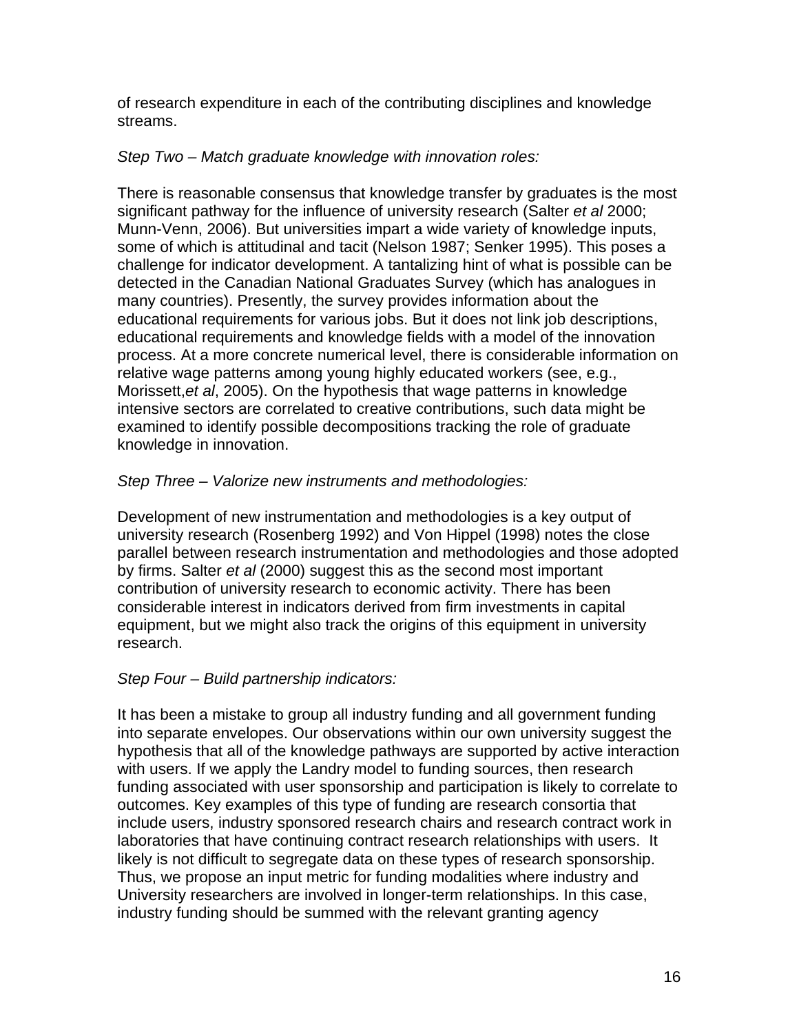of research expenditure in each of the contributing disciplines and knowledge streams.

*Step Two – Match graduate knowledge with innovation roles:*

There is reasonable consensus that knowledge transfer by graduates is the most significant pathway for the influence of university research (Salter *et al* 2000; Munn-Venn, 2006). But universities impart a wide variety of knowledge inputs, some of which is attitudinal and tacit (Nelson 1987; Senker 1995). This poses a challenge for indicator development. A tantalizing hint of what is possible can be detected in the Canadian National Graduates Survey (which has analogues in many countries). Presently, the survey provides information about the educational requirements for various jobs. But it does not link job descriptions, educational requirements and knowledge fields with a model of the innovation process. At a more concrete numerical level, there is considerable information on relative wage patterns among young highly educated workers (see, e.g., Morissett,*et al*, 2005). On the hypothesis that wage patterns in knowledge intensive sectors are correlated to creative contributions, such data might be examined to identify possible decompositions tracking the role of graduate knowledge in innovation.

*Step Three – Valorize new instruments and methodologies:*

Development of new instrumentation and methodologies is a key output of university research (Rosenberg 1992) and Von Hippel (1998) notes the close parallel between research instrumentation and methodologies and those adopted by firms. Salter *et al* (2000) suggest this as the second most important contribution of university research to economic activity. There has been considerable interest in indicators derived from firm investments in capital equipment, but we might also track the origins of this equipment in university research.

*Step Four – Build partnership indicators:*

It has been a mistake to group all industry funding and all government funding into separate envelopes. Our observations within our own university suggest the hypothesis that all of the knowledge pathways are supported by active interaction with users. If we apply the Landry model to funding sources, then research funding associated with user sponsorship and participation is likely to correlate to outcomes. Key examples of this type of funding are research consortia that include users, industry sponsored research chairs and research contract work in laboratories that have continuing contract research relationships with users. It likely is not difficult to segregate data on these types of research sponsorship. Thus, we propose an input metric for funding modalities where industry and University researchers are involved in longer-term relationships. In this case, industry funding should be summed with the relevant granting agency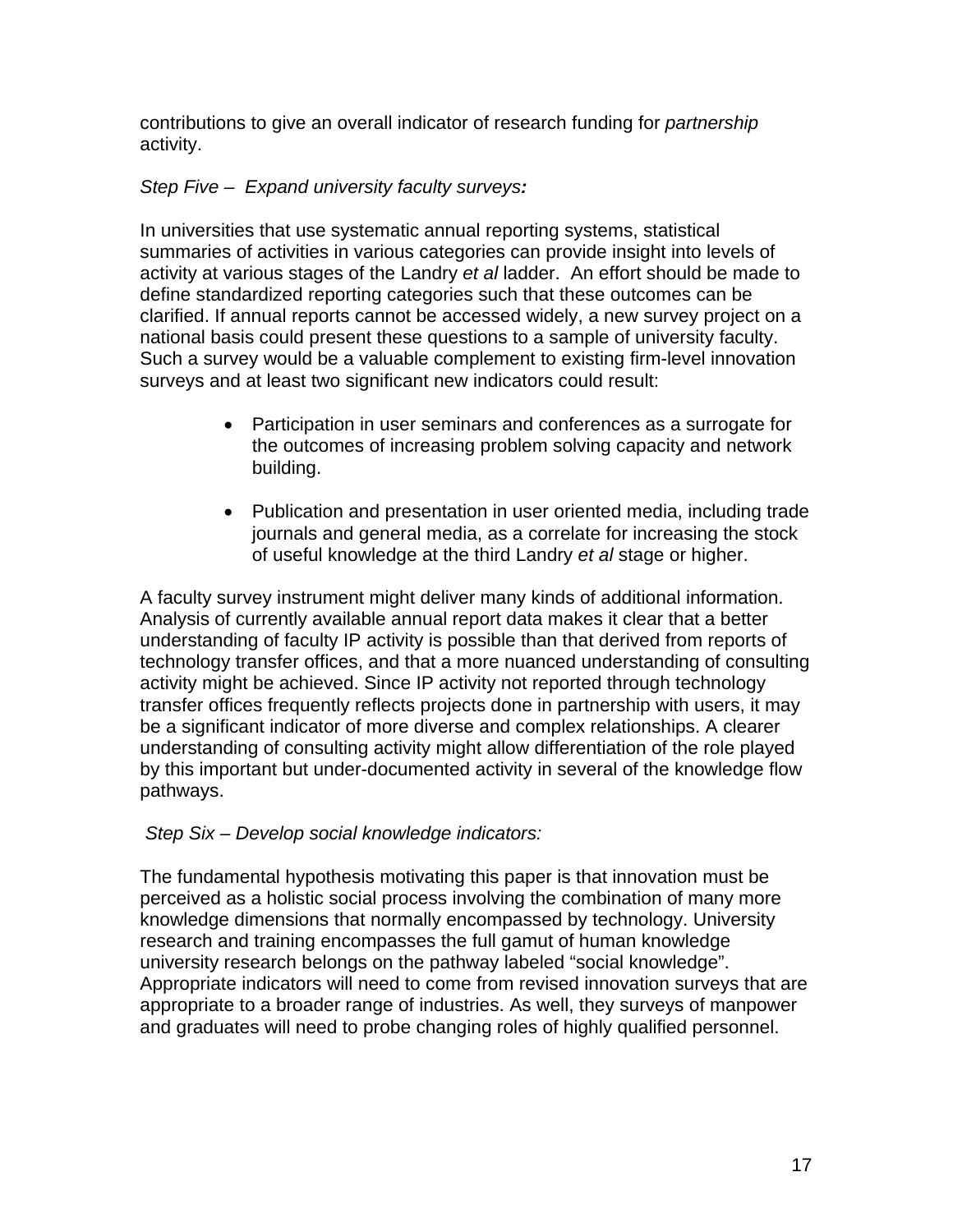contributions to give an overall indicator of research funding for *partnership* activity.

*Step Five – Expand university faculty surveys:*

In universities that use systematic annual reporting systems, statistical summaries of activities in various categories can provide insight into levels of activity at various stages of the Landry *et al* ladder. An effort should be made to define standardized reporting categories such that these outcomes can be clarified. If annual reports cannot be accessed widely, a new survey project on a national basis could present these questions to a sample of university faculty. Such a survey would be a valuable complement to existing firm-level innovation surveys and at least two significant new indicators could result:

- Participation in user seminars and conferences as a surrogate for the outcomes of increasing problem solving capacity and network building.
- Publication and presentation in user oriented media, including trade journals and general media, as a correlate for increasing the stock of useful knowledge at the third Landry *et al* stage or higher.

A faculty survey instrument might deliver many kinds of additional information. Analysis of currently available annual report data makes it clear that a better understanding of faculty IP activity is possible than that derived from reports of technology transfer offices, and that a more nuanced understanding of consulting activity might be achieved. Since IP activity not reported through technology transfer offices frequently reflects projects done in partnership with users, it may be a significant indicator of more diverse and complex relationships. A clearer understanding of consulting activity might allow differentiation of the role played by this important but under-documented activity in several of the knowledge flow pathways.

*Step Six – Develop social knowledge indicators:*

The fundamental hypothesis motivating this paper is that innovation must be perceived as a holistic social process involving the combination of many more knowledge dimensions that normally encompassed by technology. University research and training encompasses the full gamut of human knowledge university research belongs on the pathway labeled "social knowledge". Appropriate indicators will need to come from revised innovation surveys that are appropriate to a broader range of industries. As well, they surveys of manpower and graduates will need to probe changing roles of highly qualified personnel.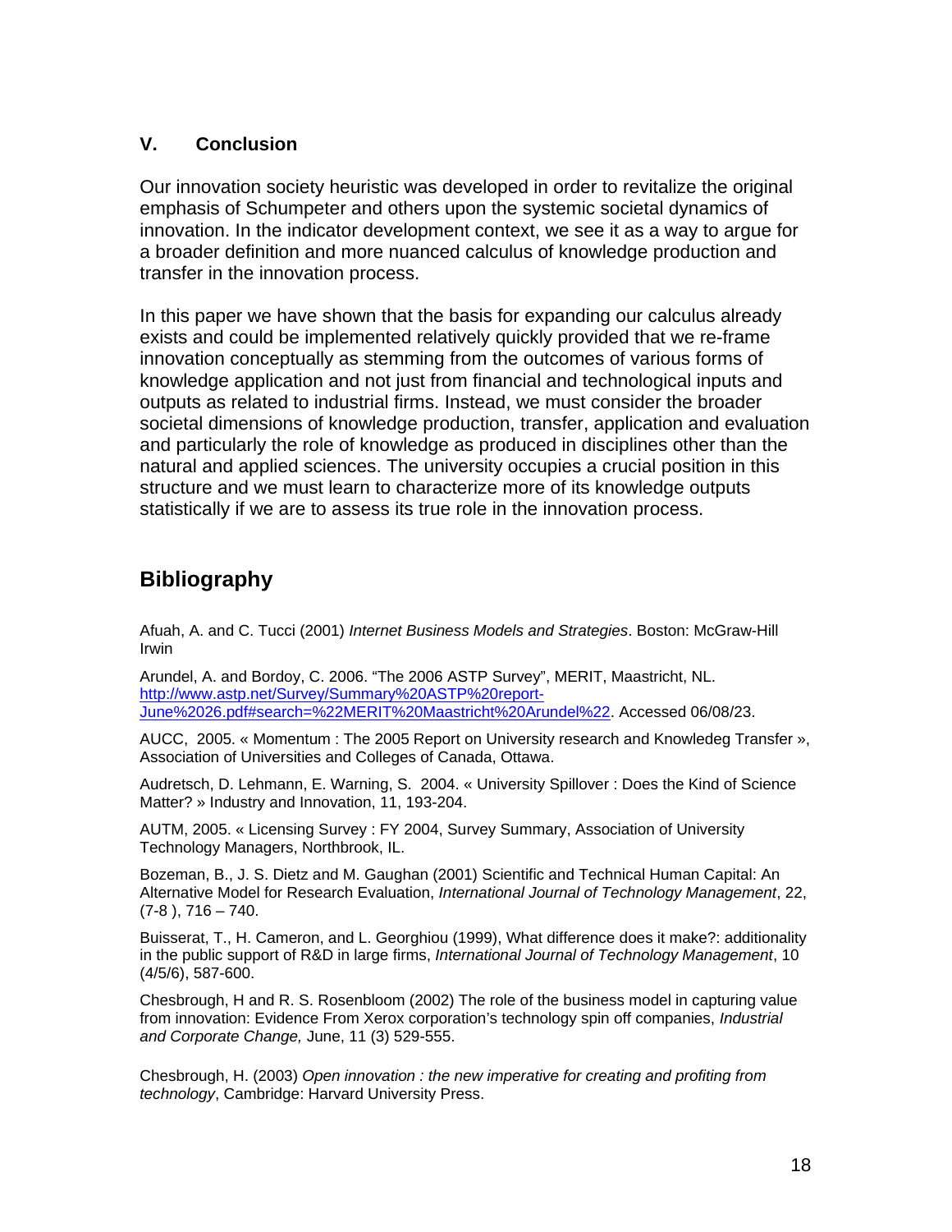## V. Conclusion

Our innovation society heuristic was developed in order to revitalize the original emphasis of Schumpeter and others upon the systemic societal dynamics of innovation. In the indicator development context, we see it as a way to argue for a broader definition and more nuanced calculus of knowledge production and transfer in the innovation process.

In this paper we have shown that the basis for expanding our calculus already exists and could be implemented relatively quickly provided that we re-frame innovation conceptually as stemming from the outcomes of various forms of knowledge application and not just from financial and technological inputs and outputs as related to industrial firms. Instead, we must consider the broader societal dimensions of knowledge production, transfer, application and evaluation and particularly the role of knowledge as produced in disciplines other than the natural and applied sciences. The university occupies a crucial position in this structure and we must learn to characterize more of its knowledge outputs statistically if we are to assess its true role in the innovation process.

## Bibliography

Afuah, A. and C. Tucci (2001) *Internet Business Models and Strategies*. Boston: McGraw-Hill Irwin

Arundel, A. and Bordoy, C. 2006. "The 2006 ASTP Survey", MERIT, Maastricht, NL. http://www.astp.net/Survey/Summary%20ASTP%20report-June%2026.pdf#search=%22MERIT%20Maastricht%20Arundel%22. Accessed 06/08/23.

AUCC, 2005. « Momentum : The 2005 Report on University research and Knowledeg Transfer », Association of Universities and Colleges of Canada, Ottawa.

Audretsch, D. Lehmann, E. Warning, S. 2004. « University Spillover : Does the Kind of Science Matter? » Industry and Innovation, 11, 193-204.

AUTM, 2005. « Licensing Survey : FY 2004, Survey Summary, Association of University Technology Managers, Northbrook, IL.

Bozeman, B., J. S. Dietz and M. Gaughan (2001) Scientific and Technical Human Capital: An Alternative Model for Research Evaluation, *International Journal of Technology Management*, 22, (7-8 ), 716 – 740.

Buisserat, T., H. Cameron, and L. Georghiou (1999), What difference does it make?: additionality in the public support of R&D in large firms, *International Journal of Technology Management*, 10 (4/5/6), 587-600.

Chesbrough, H and R. S. Rosenbloom (2002) The role of the business model in capturing value from innovation: Evidence From Xerox corporation's technology spin off companies, *Industrial and Corporate Change,* June, 11 (3) 529-555.

Chesbrough, H. (2003) *Open innovation : the new imperative for creating and profiting from technology*, Cambridge: Harvard University Press.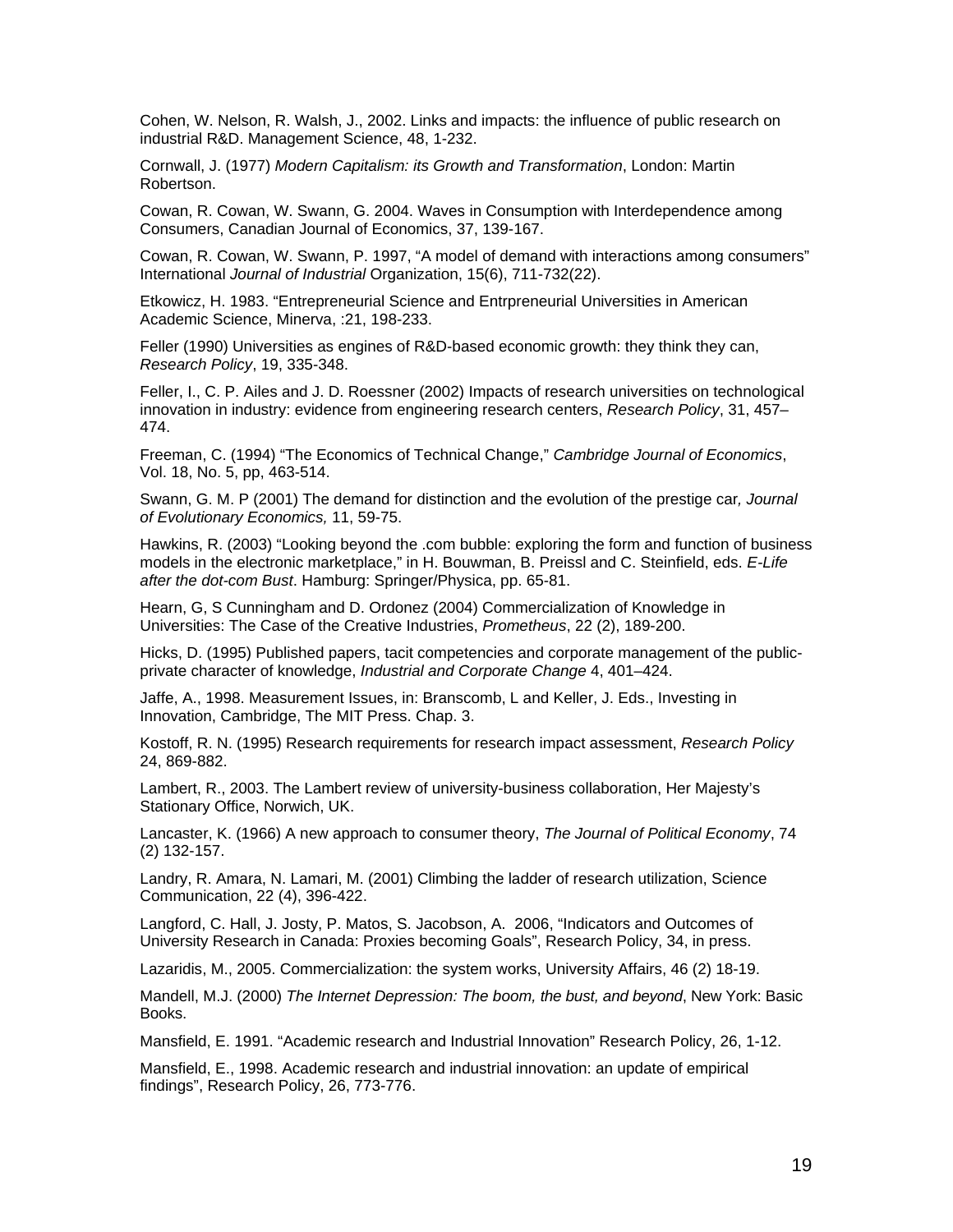Cohen, W. Nelson, R. Walsh, J., 2002. Links and impacts: the influence of public research on industrial R&D. Management Science, 48, 1-232.

Cornwall, J. (1977) *Modern Capitalism: its Growth and Transformation*, London: Martin Robertson.

Cowan, R. Cowan, W. Swann, G. 2004. Waves in Consumption with Interdependence among Consumers, Canadian Journal of Economics, 37, 139-167.

Cowan, R. Cowan, W. Swann, P. 1997, “A model of demand with interactions among consumers” International *Journal of Industrial* Organization, 15(6), 711-732(22).

Etkowicz, H. 1983. “Entrepreneurial Science and Entrpreneurial Universities in American Academic Science, Minerva, :21, 198-233.

Feller (1990) Universities as engines of R&D-based economic growth: they think they can, *Research Policy*, 19, 335-348.

Feller, I., C. P. Ailes and J. D. Roessner (2002) Impacts of research universities on technological innovation in industry: evidence from engineering research centers, *Research Policy*, 31, 457–474.

Freeman, C. (1994) “The Economics of Technical Change,” *Cambridge Journal of Economics*, Vol. 18, No. 5, pp, 463-514.

Swann, G. M. P (2001) The demand for distinction and the evolution of the prestige car*, Journal of Evolutionary Economics,* 11, 59-75.

Hawkins, R. (2003) “Looking beyond the .com bubble: exploring the form and function of business models in the electronic marketplace,” in H. Bouwman, B. Preissl and C. Steinfield, eds. *E-Life after the dot-com Bust*. Hamburg: Springer/Physica, pp. 65-81.

Hearn, G, S Cunningham and D. Ordonez (2004) Commercialization of Knowledge in Universities: The Case of the Creative Industries, *Prometheus*, 22 (2), 189-200.

Hicks, D. (1995) Published papers, tacit competencies and corporate management of the public-private character of knowledge, *Industrial and Corporate Change* 4, 401–424.

Jaffe, A., 1998. Measurement Issues, in: Branscomb, L and Keller, J. Eds., Investing in Innovation, Cambridge, The MIT Press. Chap. 3.

Kostoff, R. N. (1995) Research requirements for research impact assessment, *Research Policy* 24, 869-882.

Lambert, R., 2003. The Lambert review of university-business collaboration, Her Majesty's Stationary Office, Norwich, UK.

Lancaster, K. (1966) A new approach to consumer theory, *The Journal of Political Economy*, 74 (2) 132-157.

Landry, R. Amara, N. Lamari, M. (2001) Climbing the ladder of research utilization, Science Communication, 22 (4), 396-422.

Langford, C. Hall, J. Josty, P. Matos, S. Jacobson, A. 2006, “Indicators and Outcomes of University Research in Canada: Proxies becoming Goals”, Research Policy, 34, in press.

Lazaridis, M., 2005. Commercialization: the system works, University Affairs, 46 (2) 18-19.

Mandell, M.J. (2000) *The Internet Depression: The boom, the bust, and beyond*, New York: Basic Books.

Mansfield, E. 1991. “Academic research and Industrial Innovation” Research Policy, 26, 1-12.

Mansfield, E., 1998. Academic research and industrial innovation: an update of empirical findings”, Research Policy, 26, 773-776.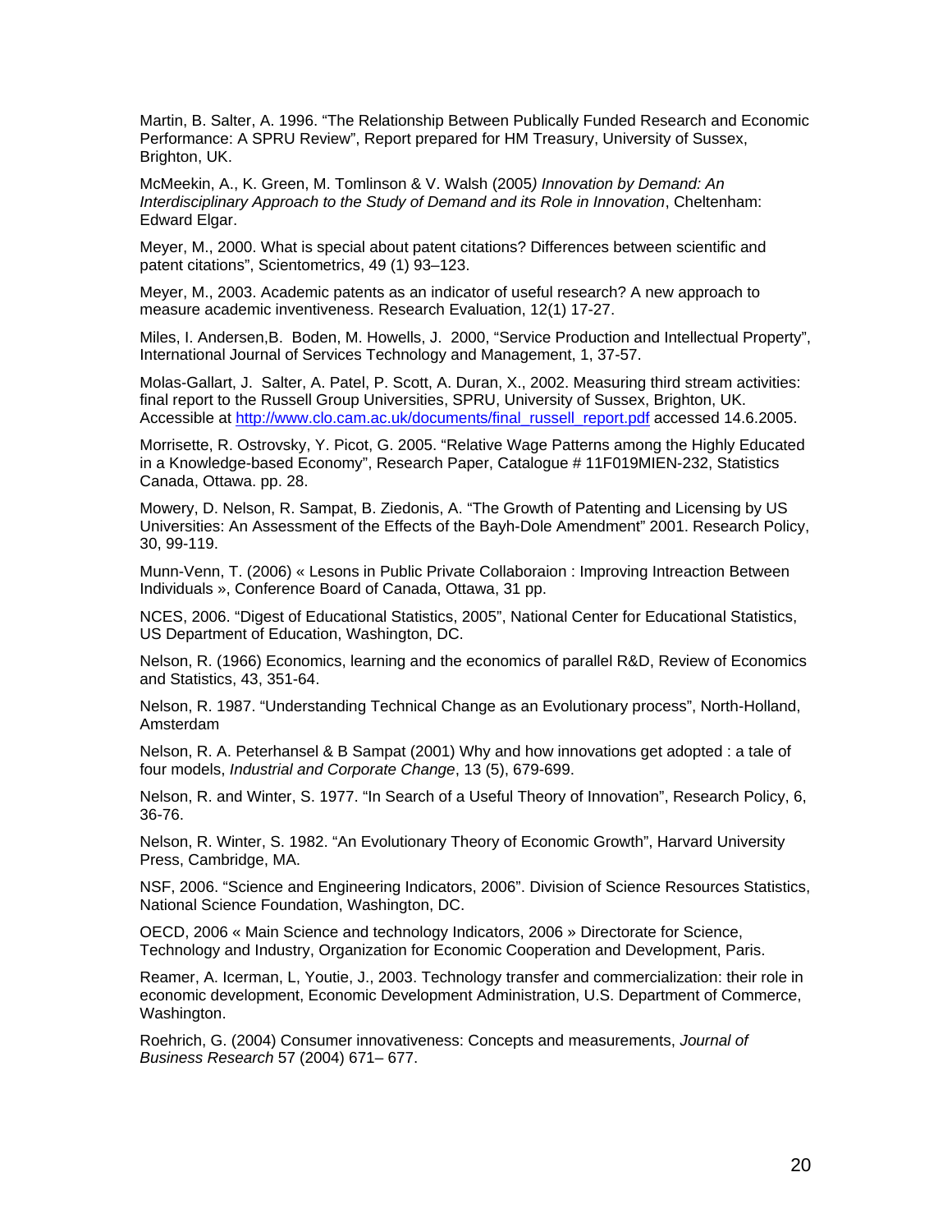Martin, B. Salter, A. 1996. "The Relationship Between Publically Funded Research and Economic Performance: A SPRU Review", Report prepared for HM Treasury, University of Sussex, Brighton, UK.

McMeekin, A., K. Green, M. Tomlinson & V. Walsh (2005*) Innovation by Demand: An Interdisciplinary Approach to the Study of Demand and its Role in Innovation*, Cheltenham: Edward Elgar.

Meyer, M., 2000. What is special about patent citations? Differences between scientific and patent citations", Scientometrics, 49 (1) 93–123.

Meyer, M., 2003. Academic patents as an indicator of useful research? A new approach to measure academic inventiveness. Research Evaluation, 12(1) 17-27.

Miles, I. Andersen,B. Boden, M. Howells, J. 2000, "Service Production and Intellectual Property", International Journal of Services Technology and Management, 1, 37-57.

Molas-Gallart, J. Salter, A. Patel, P. Scott, A. Duran, X., 2002. Measuring third stream activities: final report to the Russell Group Universities, SPRU, University of Sussex, Brighton, UK. Accessible at http://www.clo.cam.ac.uk/documents/final_russell_report.pdf accessed 14.6.2005.

Morrisette, R. Ostrovsky, Y. Picot, G. 2005. "Relative Wage Patterns among the Highly Educated in a Knowledge-based Economy", Research Paper, Catalogue # 11F019MIEN-232, Statistics Canada, Ottawa. pp. 28.

Mowery, D. Nelson, R. Sampat, B. Ziedonis, A. "The Growth of Patenting and Licensing by US Universities: An Assessment of the Effects of the Bayh-Dole Amendment" 2001. Research Policy, 30, 99-119.

Munn-Venn, T. (2006) « Lesons in Public Private Collaboraion : Improving Intreaction Between Individuals », Conference Board of Canada, Ottawa, 31 pp.

NCES, 2006. "Digest of Educational Statistics, 2005", National Center for Educational Statistics, US Department of Education, Washington, DC.

Nelson, R. (1966) Economics, learning and the economics of parallel R&D, Review of Economics and Statistics, 43, 351-64.

Nelson, R. 1987. "Understanding Technical Change as an Evolutionary process", North-Holland, Amsterdam

Nelson, R. A. Peterhansel & B Sampat (2001) Why and how innovations get adopted : a tale of four models, *Industrial and Corporate Change*, 13 (5), 679-699.

Nelson, R. and Winter, S. 1977. "In Search of a Useful Theory of Innovation", Research Policy, 6, 36-76.

Nelson, R. Winter, S. 1982. "An Evolutionary Theory of Economic Growth", Harvard University Press, Cambridge, MA.

NSF, 2006. "Science and Engineering Indicators, 2006". Division of Science Resources Statistics, National Science Foundation, Washington, DC.

OECD, 2006 « Main Science and technology Indicators, 2006 » Directorate for Science, Technology and Industry, Organization for Economic Cooperation and Development, Paris.

Reamer, A. Icerman, L, Youtie, J., 2003. Technology transfer and commercialization: their role in economic development, Economic Development Administration, U.S. Department of Commerce, Washington.

Roehrich, G. (2004) Consumer innovativeness: Concepts and measurements, *Journal of Business Research* 57 (2004) 671– 677.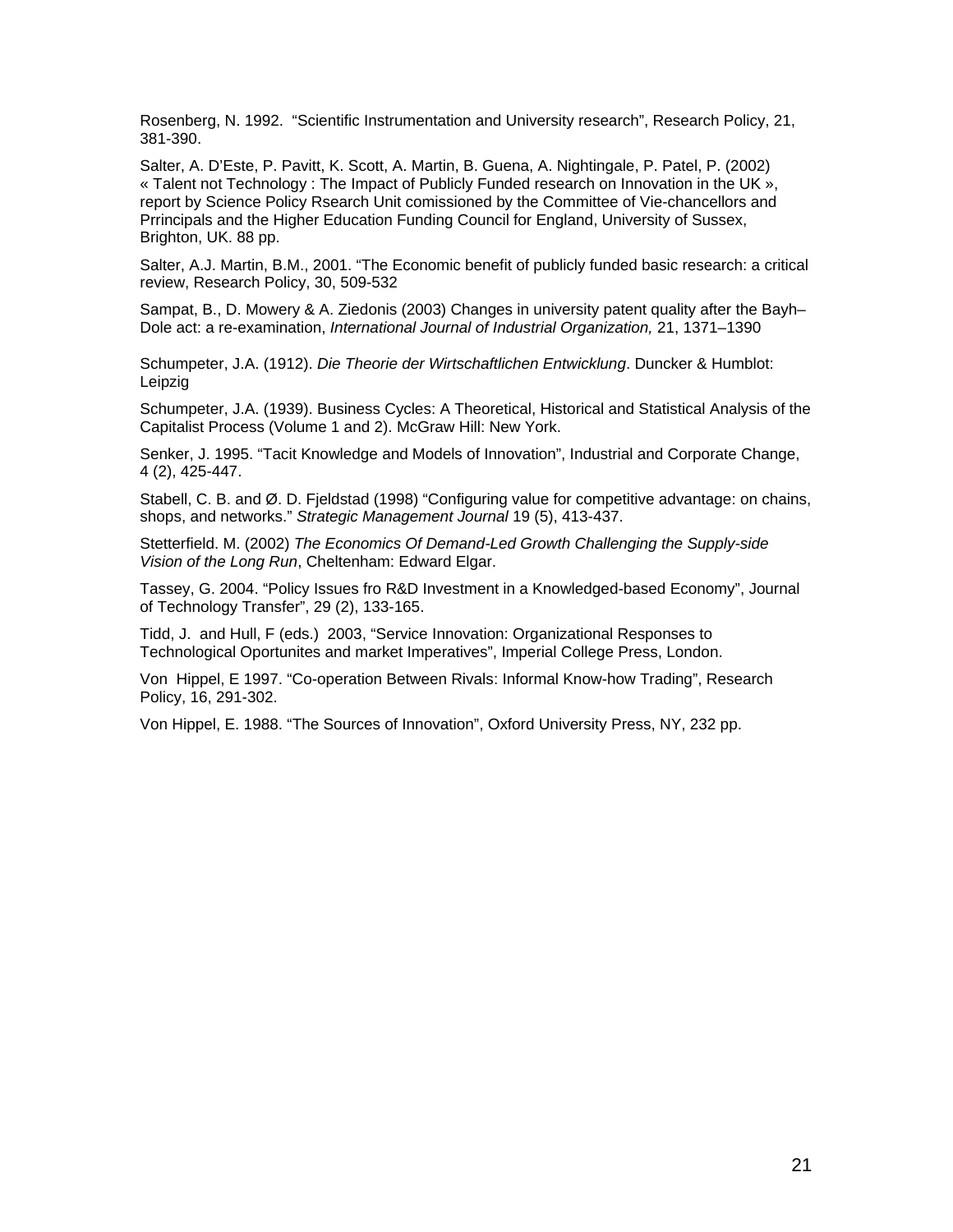Rosenberg, N. 1992. "Scientific Instrumentation and University research", Research Policy, 21, 381-390.

Salter, A. D'Este, P. Pavitt, K. Scott, A. Martin, B. Guena, A. Nightingale, P. Patel, P. (2002) « Talent not Technology : The Impact of Publicly Funded research on Innovation in the UK », report by Science Policy Rsearch Unit comissioned by the Committee of Vie-chancellors and Prrincipals and the Higher Education Funding Council for England, University of Sussex, Brighton, UK. 88 pp.

Salter, A.J. Martin, B.M., 2001. "The Economic benefit of publicly funded basic research: a critical review, Research Policy, 30, 509-532

Sampat, B., D. Mowery & A. Ziedonis (2003) Changes in university patent quality after the Bayh–Dole act: a re-examination, *International Journal of Industrial Organization,* 21, 1371–1390

Schumpeter, J.A. (1912). *Die Theorie der Wirtschaftlichen Entwicklung*. Duncker & Humblot: Leipzig

Schumpeter, J.A. (1939). Business Cycles: A Theoretical, Historical and Statistical Analysis of the Capitalist Process (Volume 1 and 2). McGraw Hill: New York.

Senker, J. 1995. "Tacit Knowledge and Models of Innovation", Industrial and Corporate Change, 4 (2), 425-447.

Stabell, C. B. and Ø. D. Fjeldstad (1998) "Configuring value for competitive advantage: on chains, shops, and networks." *Strategic Management Journal* 19 (5), 413-437.

Stetterfield. M. (2002) *The Economics Of Demand-Led Growth Challenging the Supply-side Vision of the Long Run*, Cheltenham: Edward Elgar.

Tassey, G. 2004. "Policy Issues fro R&D Investment in a Knowledged-based Economy", Journal of Technology Transfer", 29 (2), 133-165.

Tidd, J. and Hull, F (eds.) 2003, "Service Innovation: Organizational Responses to Technological Oportunites and market Imperatives", Imperial College Press, London.

Von Hippel, E 1997. "Co-operation Between Rivals: Informal Know-how Trading", Research Policy, 16, 291-302.

Von Hippel, E. 1988. "The Sources of Innovation", Oxford University Press, NY, 232 pp.